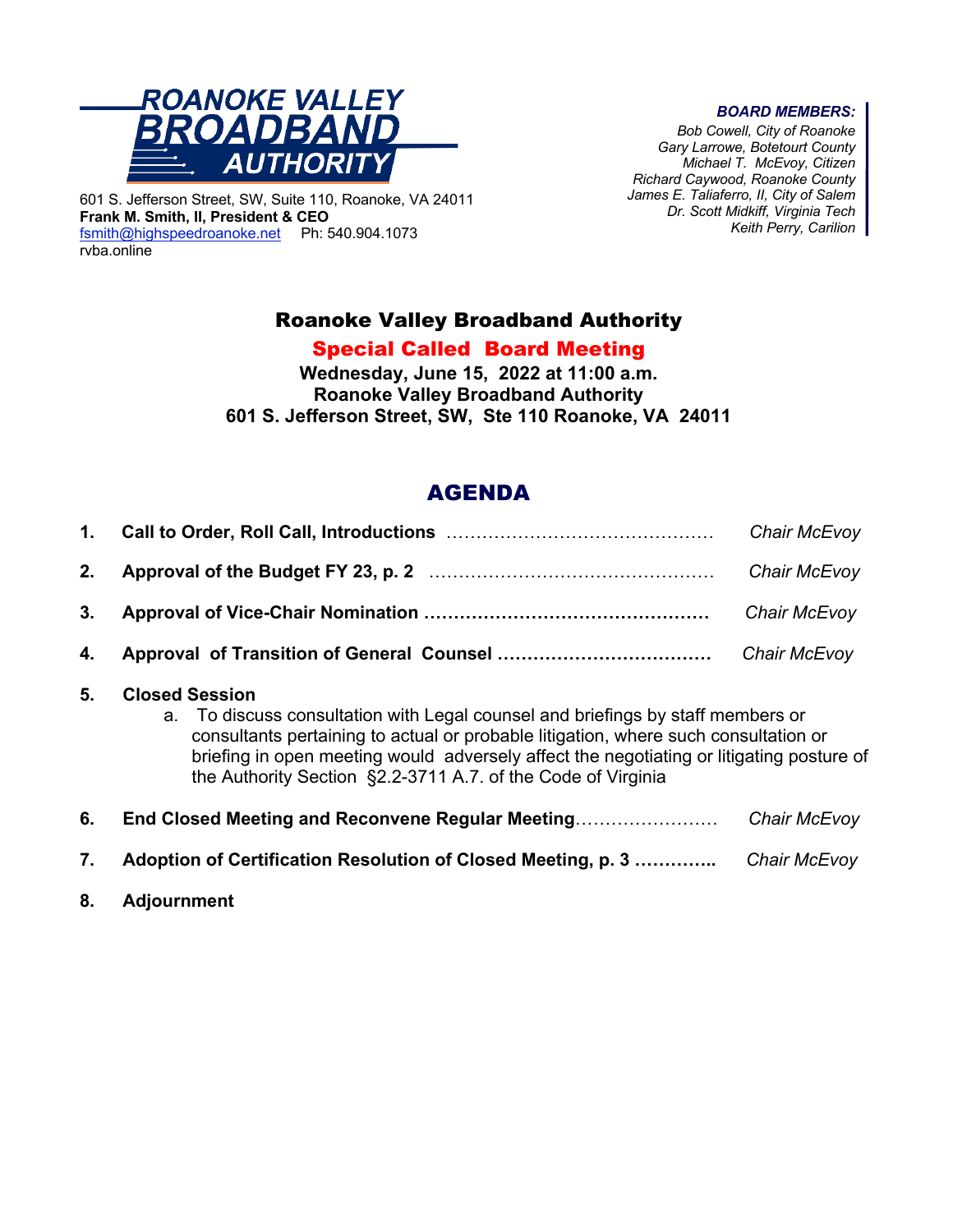**ROANOKE VALLEY BROADBAND AUTHORITY**

601 S. Jefferson Street, SW, Suite 110, Roanoke, VA 24011
**Frank M. Smith, II, President & CEO**
fsmith@highspeedroanoke.net Ph: 540.904.1073
rvba.online

***BOARD MEMBERS:***
*Bob Cowell, City of Roanoke*
*Gary Larrowe, Botetourt County*
*Michael T. McEvoy, Citizen*
*Richard Caywood, Roanoke County*
*James E. Taliaferro, II, City of Salem*
*Dr. Scott Midkiff, Virginia Tech*
*Keith Perry, Carilion*

# Roanoke Valley Broadband Authority

## Special Called Board Meeting

**Wednesday, June 15, 2022 at 11:00 a.m.**
**Roanoke Valley Broadband Authority**
**601 S. Jefferson Street, SW, Ste 110 Roanoke, VA 24011**

## AGENDA

1. **Call to Order, Roll Call, Introductions** ………………………………………… *Chair McEvoy*
2. **Approval of the Budget FY 23, p. 2** ………………………………………… *Chair McEvoy*
3. **Approval of Vice-Chair Nomination** ………………………………………… *Chair McEvoy*
4. **Approval of Transition of General Counsel** ……………………………… *Chair McEvoy*
5. **Closed Session**
   a. To discuss consultation with Legal counsel and briefings by staff members or consultants pertaining to actual or probable litigation, where such consultation or briefing in open meeting would adversely affect the negotiating or litigating posture of the Authority Section §2.2-3711 A.7. of the Code of Virginia
6. **End Closed Meeting and Reconvene Regular Meeting**…………………… *Chair McEvoy*
7. **Adoption of Certification Resolution of Closed Meeting, p. 3** ………….. *Chair McEvoy*
8. **Adjournment**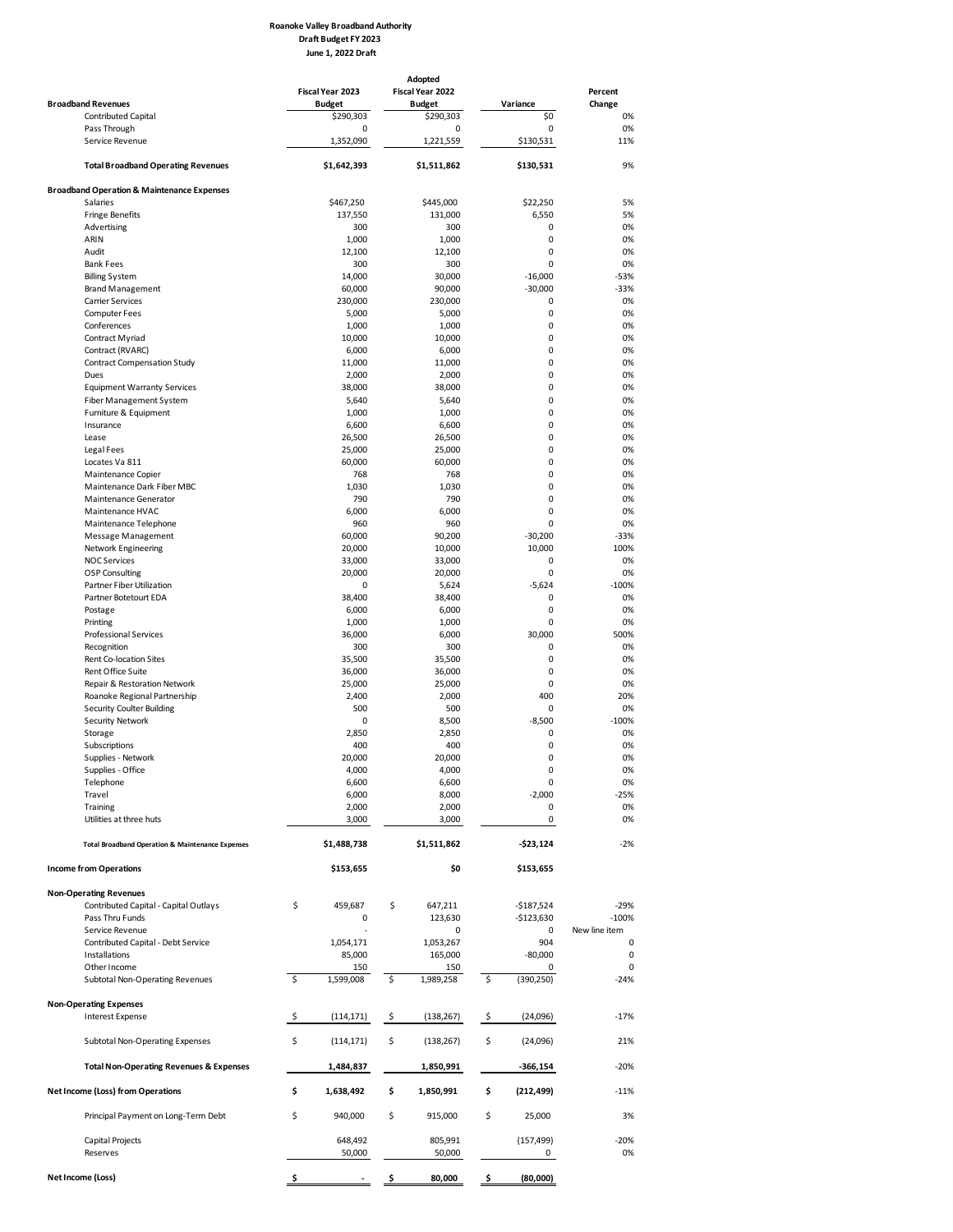**Roanoke Valley Broadband Authority**
**Draft Budget FY 2023**
**June 1, 2022 Draft**

| Broadband Revenues | Fiscal Year 2023 Budget | Adopted Fiscal Year 2022 Budget | Variance | Percent Change |
|---|---|---|---|---|
| Contributed Capital | $290,303 | $290,303 | $0 | 0% |
| Pass Through | 0 | 0 | 0 | 0% |
| Service Revenue | 1,352,090 | 1,221,559 | $130,531 | 11% |
| **Total Broadband Operating Revenues** | **$1,642,393** | **$1,511,862** | **$130,531** | 9% |
| **Broadband Operation & Maintenance Expenses** | | | | |
| Salaries | $467,250 | $445,000 | $22,250 | 5% |
| Fringe Benefits | 137,550 | 131,000 | 6,550 | 5% |
| Advertising | 300 | 300 | 0 | 0% |
| ARIN | 1,000 | 1,000 | 0 | 0% |
| Audit | 12,100 | 12,100 | 0 | 0% |
| Bank Fees | 300 | 300 | 0 | 0% |
| Billing System | 14,000 | 30,000 | -16,000 | -53% |
| Brand Management | 60,000 | 90,000 | -30,000 | -33% |
| Carrier Services | 230,000 | 230,000 | 0 | 0% |
| Computer Fees | 5,000 | 5,000 | 0 | 0% |
| Conferences | 1,000 | 1,000 | 0 | 0% |
| Contract Myriad | 10,000 | 10,000 | 0 | 0% |
| Contract (RVARC) | 6,000 | 6,000 | 0 | 0% |
| Contract Compensation Study | 11,000 | 11,000 | 0 | 0% |
| Dues | 2,000 | 2,000 | 0 | 0% |
| Equipment Warranty Services | 38,000 | 38,000 | 0 | 0% |
| Fiber Management System | 5,640 | 5,640 | 0 | 0% |
| Furniture & Equipment | 1,000 | 1,000 | 0 | 0% |
| Insurance | 6,600 | 6,600 | 0 | 0% |
| Lease | 26,500 | 26,500 | 0 | 0% |
| Legal Fees | 25,000 | 25,000 | 0 | 0% |
| Locates Va 811 | 60,000 | 60,000 | 0 | 0% |
| Maintenance Copier | 768 | 768 | 0 | 0% |
| Maintenance Dark Fiber MBC | 1,030 | 1,030 | 0 | 0% |
| Maintenance Generator | 790 | 790 | 0 | 0% |
| Maintenance HVAC | 6,000 | 6,000 | 0 | 0% |
| Maintenance Telephone | 960 | 960 | 0 | 0% |
| Message Management | 60,000 | 90,200 | -30,200 | -33% |
| Network Engineering | 20,000 | 10,000 | 10,000 | 100% |
| NOC Services | 33,000 | 33,000 | 0 | 0% |
| OSP Consulting | 20,000 | 20,000 | 0 | 0% |
| Partner Fiber Utilization | 0 | 5,624 | -5,624 | -100% |
| Partner Botetourt EDA | 38,400 | 38,400 | 0 | 0% |
| Postage | 6,000 | 6,000 | 0 | 0% |
| Printing | 1,000 | 1,000 | 0 | 0% |
| Professional Services | 36,000 | 6,000 | 30,000 | 500% |
| Recognition | 300 | 300 | 0 | 0% |
| Rent Co-location Sites | 35,500 | 35,500 | 0 | 0% |
| Rent Office Suite | 36,000 | 36,000 | 0 | 0% |
| Repair & Restoration Network | 25,000 | 25,000 | 0 | 0% |
| Roanoke Regional Partnership | 2,400 | 2,000 | 400 | 20% |
| Security Coulter Building | 500 | 500 | 0 | 0% |
| Security Network | 0 | 8,500 | -8,500 | -100% |
| Storage | 2,850 | 2,850 | 0 | 0% |
| Subscriptions | 400 | 400 | 0 | 0% |
| Supplies - Network | 20,000 | 20,000 | 0 | 0% |
| Supplies - Office | 4,000 | 4,000 | 0 | 0% |
| Telephone | 6,600 | 6,600 | 0 | 0% |
| Travel | 6,000 | 8,000 | -2,000 | -25% |
| Training | 2,000 | 2,000 | 0 | 0% |
| Utilities at three huts | 3,000 | 3,000 | 0 | 0% |
| **Total Broadband Operation & Maintenance Expenses** | **$1,488,738** | **$1,511,862** | **-$23,124** | -2% |
| **Income from Operations** | **$153,655** | **$0** | **$153,655** | |
| **Non-Operating Revenues** | | | | |
| Contributed Capital - Capital Outlays | $ 459,687 | $ 647,211 | -$187,524 | -29% |
| Pass Thru Funds | 0 | 123,630 | -$123,630 | -100% |
| Service Revenue | - | 0 | 0 | New line item |
| Contributed Capital - Debt Service | 1,054,171 | 1,053,267 | 904 | 0 |
| Installations | 85,000 | 165,000 | -80,000 | 0 |
| Other Income | 150 | 150 | 0 | 0 |
| Subtotal Non-Operating Revenues | $ 1,599,008 | $ 1,989,258 | $ (390,250) | -24% |
| **Non-Operating Expenses** | | | | |
| Interest Expense | $ (114,171) | $ (138,267) | $ (24,096) | -17% |
| Subtotal Non-Operating Expenses | $ (114,171) | $ (138,267) | $ (24,096) | 21% |
| **Total Non-Operating Revenues & Expenses** | **1,484,837** | **1,850,991** | **-366,154** | -20% |
| **Net Income (Loss) from Operations** | **$ 1,638,492** | **$ 1,850,991** | **$ (212,499)** | -11% |
| Principal Payment on Long-Term Debt | $ 940,000 | $ 915,000 | $ 25,000 | 3% |
| Capital Projects | 648,492 | 805,991 | (157,499) | -20% |
| Reserves | 50,000 | 50,000 | 0 | 0% |
| **Net Income (Loss)** | **$ -** | **$ 80,000** | **$ (80,000)** | |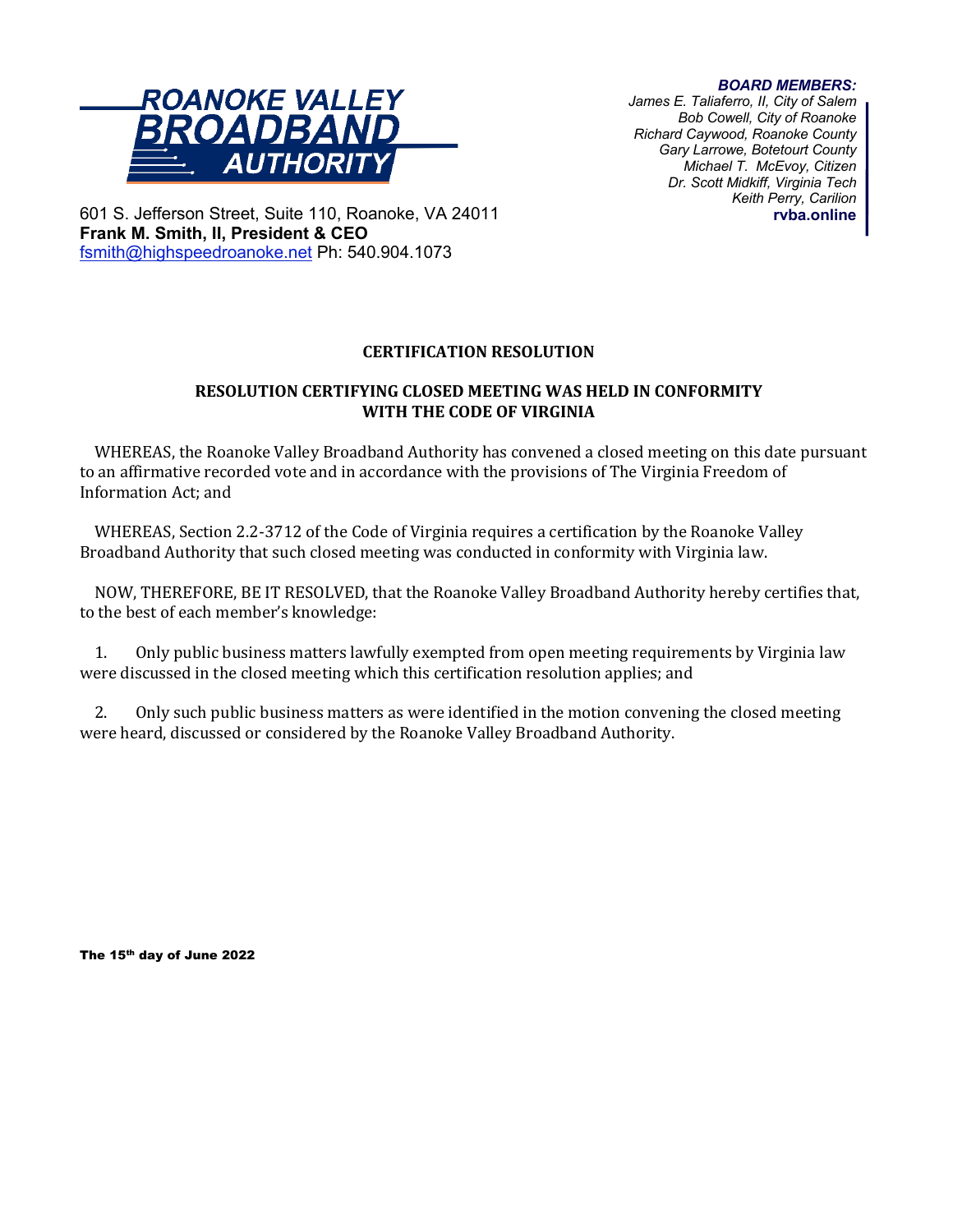**ROANOKE VALLEY BROADBAND AUTHORITY**

***BOARD MEMBERS:***
*James E. Taliaferro, II, City of Salem*
*Bob Cowell, City of Roanoke*
*Richard Caywood, Roanoke County*
*Gary Larrowe, Botetourt County*
*Michael T. McEvoy, Citizen*
*Dr. Scott Midkiff, Virginia Tech*
*Keith Perry, Carilion*
**rvba.online**

601 S. Jefferson Street, Suite 110, Roanoke, VA 24011
**Frank M. Smith, II, President & CEO**
fsmith@highspeedroanoke.net Ph: 540.904.1073

**CERTIFICATION RESOLUTION**

**RESOLUTION CERTIFYING CLOSED MEETING WAS HELD IN CONFORMITY WITH THE CODE OF VIRGINIA**

WHEREAS, the Roanoke Valley Broadband Authority has convened a closed meeting on this date pursuant to an affirmative recorded vote and in accordance with the provisions of The Virginia Freedom of Information Act; and

WHEREAS, Section 2.2-3712 of the Code of Virginia requires a certification by the Roanoke Valley Broadband Authority that such closed meeting was conducted in conformity with Virginia law.

NOW, THEREFORE, BE IT RESOLVED, that the Roanoke Valley Broadband Authority hereby certifies that, to the best of each member's knowledge:

1. Only public business matters lawfully exempted from open meeting requirements by Virginia law were discussed in the closed meeting which this certification resolution applies; and

2. Only such public business matters as were identified in the motion convening the closed meeting were heard, discussed or considered by the Roanoke Valley Broadband Authority.

**The 15th day of June 2022**